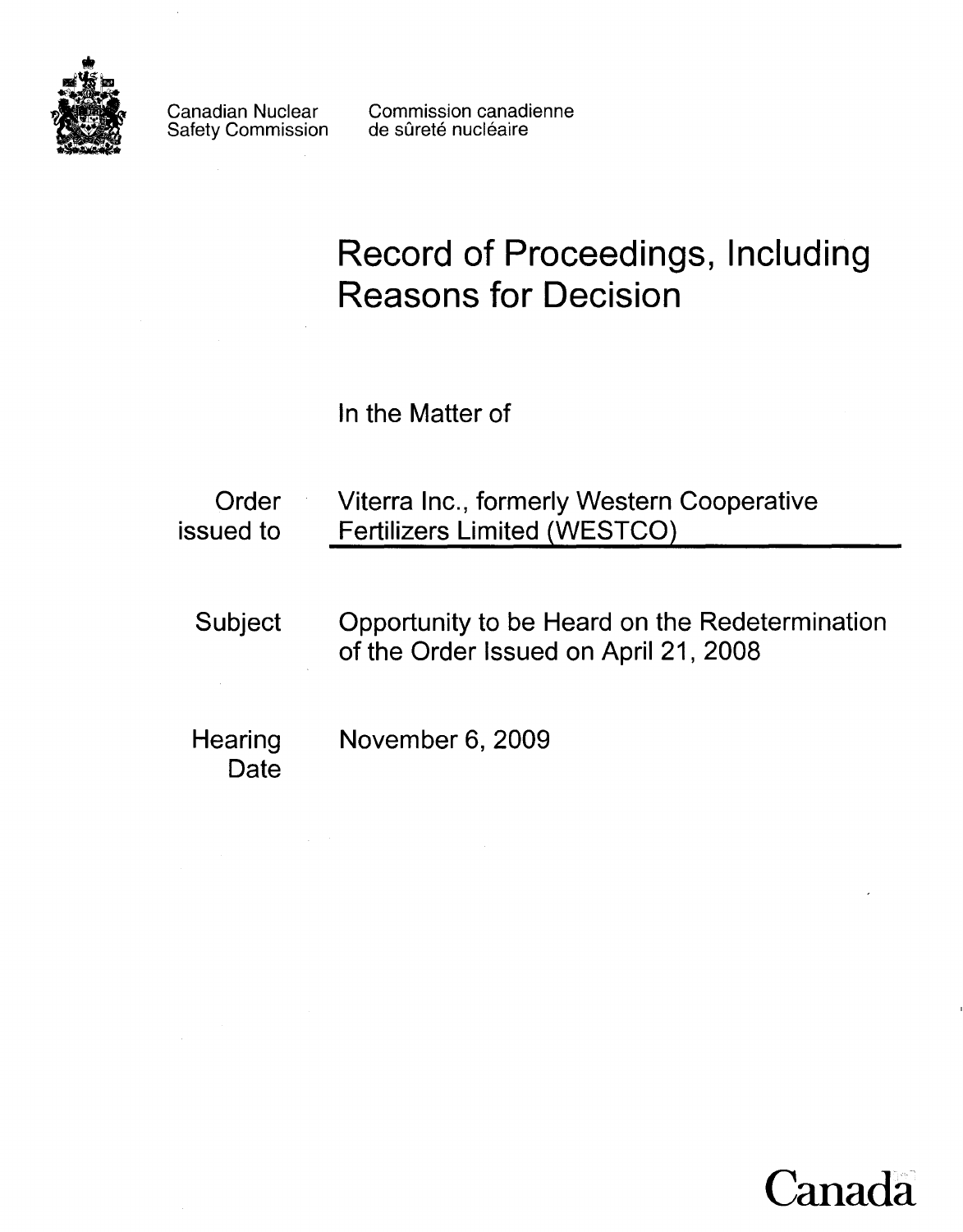Canadian Nuclear Safety Commission

Commission canadienne de sûreté nucléaire

# Record of Proceedings, Including Reasons for Decision

In the Matter of

| | |
|---|---|
| Order issued to | Viterra Inc., formerly Western Cooperative Fertilizers Limited (WESTCO) |
| Subject | Opportunity to be Heard on the Redetermination of the Order Issued on April 21, 2008 |
| Hearing Date | November 6, 2009 |

Canada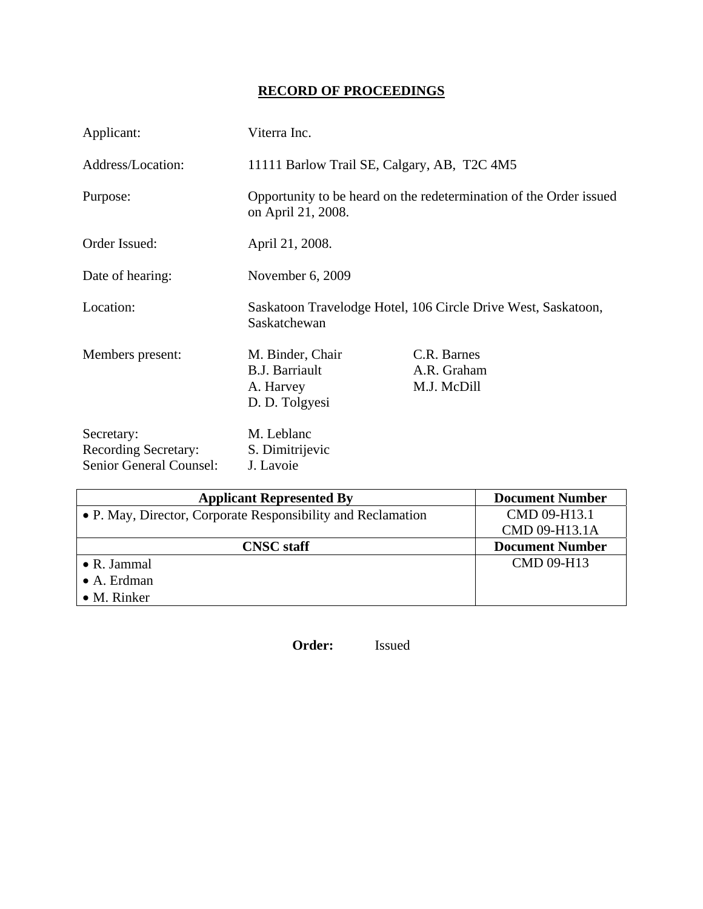# RECORD OF PROCEEDINGS

Applicant: Viterra Inc.

Address/Location: 11111 Barlow Trail SE, Calgary, AB, T2C 4M5

Purpose: Opportunity to be heard on the redetermination of the Order issued on April 21, 2008.

Order Issued: April 21, 2008.

Date of hearing: November 6, 2009

Location: Saskatoon Travelodge Hotel, 106 Circle Drive West, Saskatoon, Saskatchewan

Members present:
M. Binder, Chair
B.J. Barriault
A. Harvey
D. D. Tolgyesi
C.R. Barnes
A.R. Graham
M.J. McDill

Secretary: M. Leblanc
Recording Secretary: S. Dimitrijevic
Senior General Counsel: J. Lavoie

| Applicant Represented By | Document Number |
|---|---|
| • P. May, Director, Corporate Responsibility and Reclamation | CMD 09-H13.1<br>CMD 09-H13.1A |
| **CNSC staff** | **Document Number** |
| • R. Jammal<br>• A. Erdman<br>• M. Rinker | CMD 09-H13 |

**Order:** Issued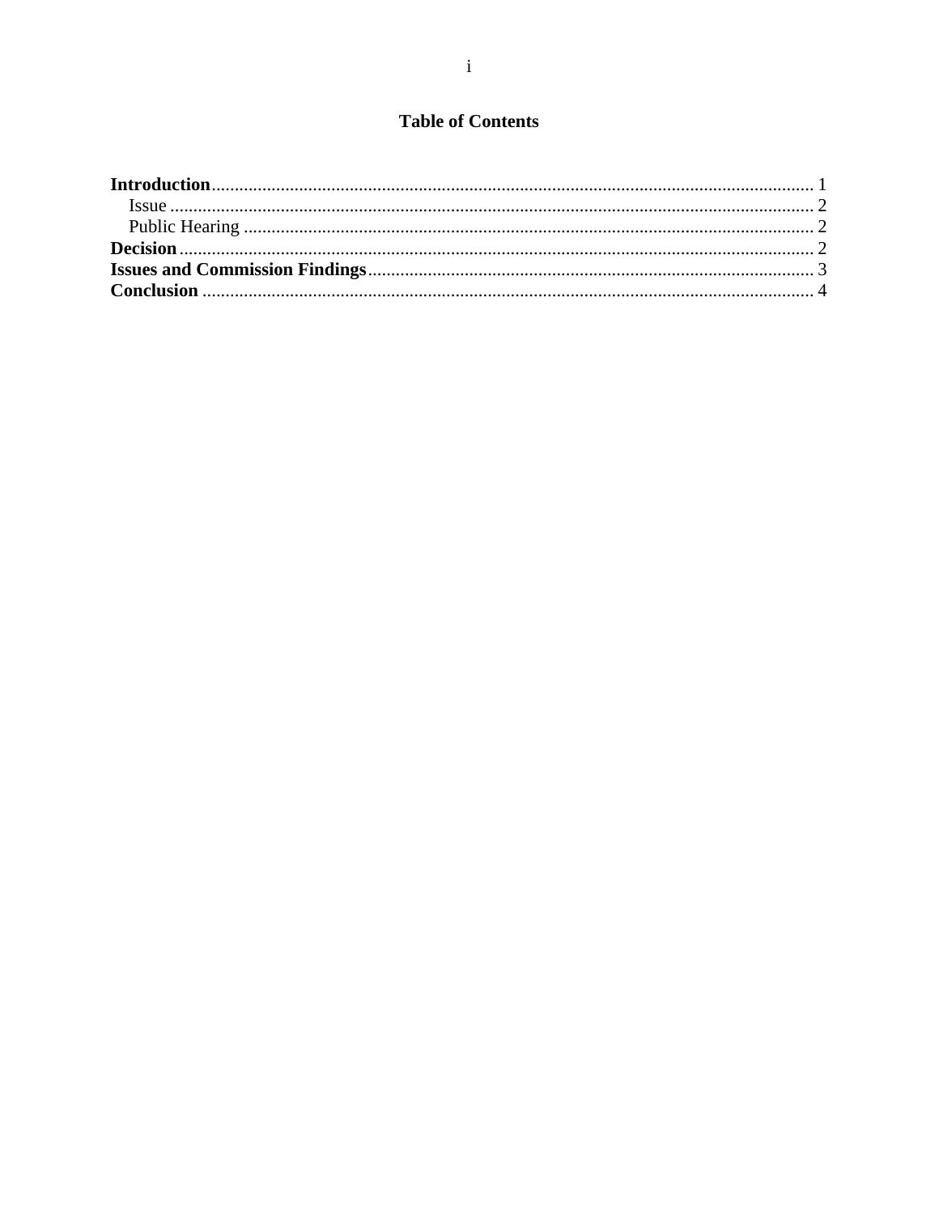## Table of Contents

**Introduction** .......... 1
- Issue .......... 2
- Public Hearing .......... 2

**Decision** .......... 2

**Issues and Commission Findings** .......... 3

**Conclusion** .......... 4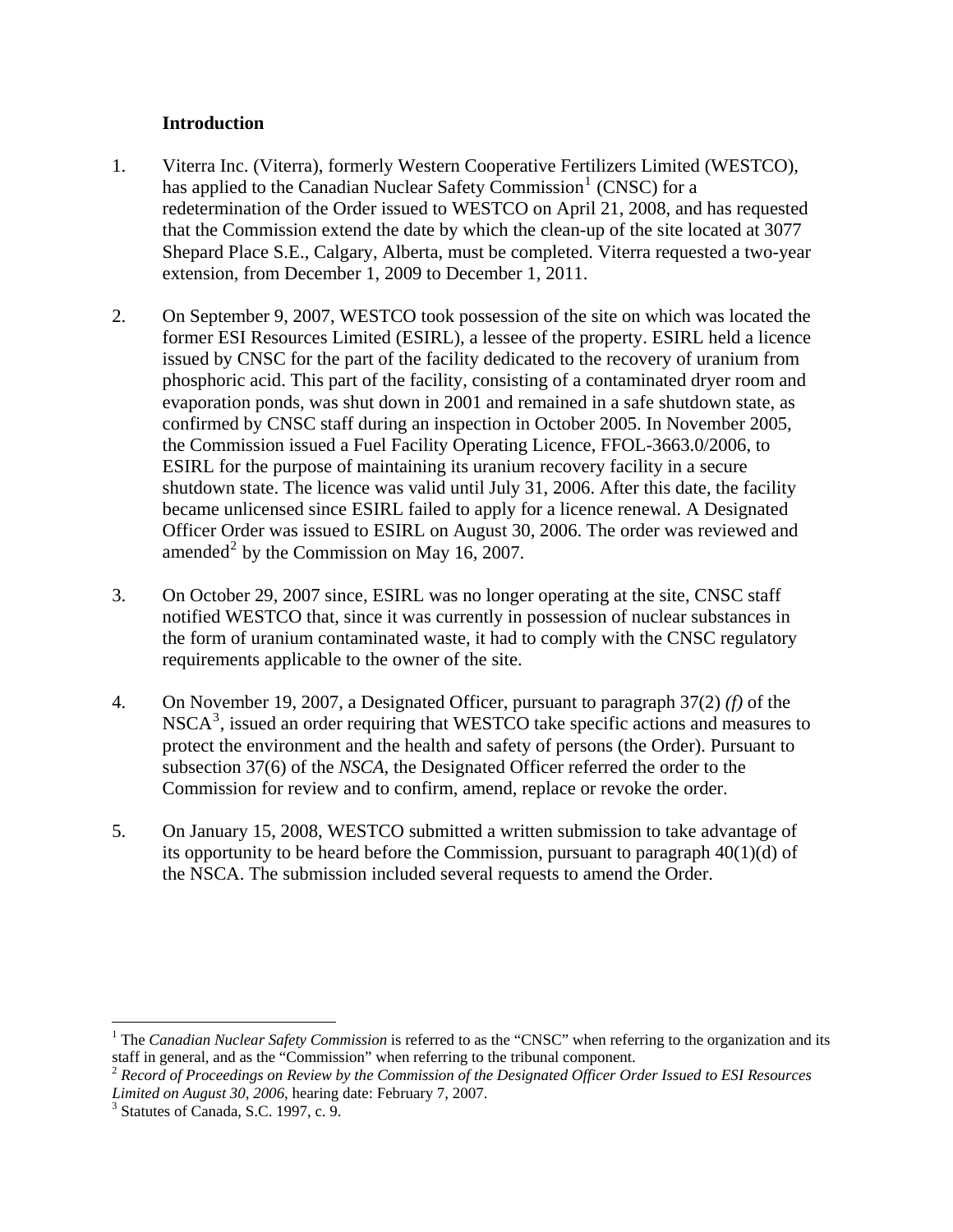### Introduction

1. Viterra Inc. (Viterra), formerly Western Cooperative Fertilizers Limited (WESTCO), has applied to the Canadian Nuclear Safety Commission[1] (CNSC) for a redetermination of the Order issued to WESTCO on April 21, 2008, and has requested that the Commission extend the date by which the clean-up of the site located at 3077 Shepard Place S.E., Calgary, Alberta, must be completed. Viterra requested a two-year extension, from December 1, 2009 to December 1, 2011.

2. On September 9, 2007, WESTCO took possession of the site on which was located the former ESI Resources Limited (ESIRL), a lessee of the property. ESIRL held a licence issued by CNSC for the part of the facility dedicated to the recovery of uranium from phosphoric acid. This part of the facility, consisting of a contaminated dryer room and evaporation ponds, was shut down in 2001 and remained in a safe shutdown state, as confirmed by CNSC staff during an inspection in October 2005. In November 2005, the Commission issued a Fuel Facility Operating Licence, FFOL-3663.0/2006, to ESIRL for the purpose of maintaining its uranium recovery facility in a secure shutdown state. The licence was valid until July 31, 2006. After this date, the facility became unlicensed since ESIRL failed to apply for a licence renewal. A Designated Officer Order was issued to ESIRL on August 30, 2006. The order was reviewed and amended[2] by the Commission on May 16, 2007.

3. On October 29, 2007 since, ESIRL was no longer operating at the site, CNSC staff notified WESTCO that, since it was currently in possession of nuclear substances in the form of uranium contaminated waste, it had to comply with the CNSC regulatory requirements applicable to the owner of the site.

4. On November 19, 2007, a Designated Officer, pursuant to paragraph 37(2) *(f)* of the NSCA[3], issued an order requiring that WESTCO take specific actions and measures to protect the environment and the health and safety of persons (the Order). Pursuant to subsection 37(6) of the *NSCA*, the Designated Officer referred the order to the Commission for review and to confirm, amend, replace or revoke the order.

5. On January 15, 2008, WESTCO submitted a written submission to take advantage of its opportunity to be heard before the Commission, pursuant to paragraph 40(1)(d) of the NSCA. The submission included several requests to amend the Order.

---

[1] The *Canadian Nuclear Safety Commission* is referred to as the "CNSC" when referring to the organization and its staff in general, and as the "Commission" when referring to the tribunal component.

[2] *Record of Proceedings on Review by the Commission of the Designated Officer Order Issued to ESI Resources Limited on August 30, 2006*, hearing date: February 7, 2007.

[3] Statutes of Canada, S.C. 1997, c. 9.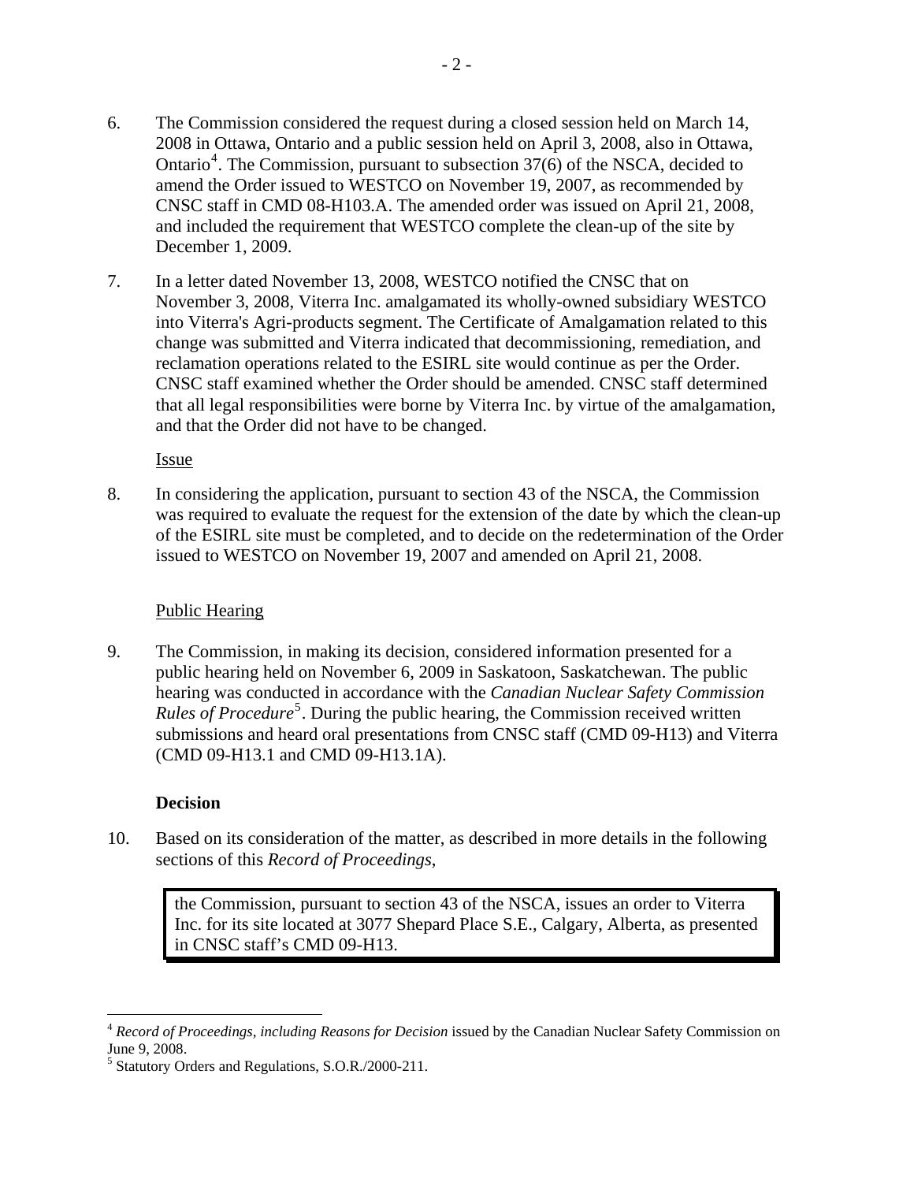6. The Commission considered the request during a closed session held on March 14, 2008 in Ottawa, Ontario and a public session held on April 3, 2008, also in Ottawa, Ontario[4]. The Commission, pursuant to subsection 37(6) of the NSCA, decided to amend the Order issued to WESTCO on November 19, 2007, as recommended by CNSC staff in CMD 08-H103.A. The amended order was issued on April 21, 2008, and included the requirement that WESTCO complete the clean-up of the site by December 1, 2009.

7. In a letter dated November 13, 2008, WESTCO notified the CNSC that on November 3, 2008, Viterra Inc. amalgamated its wholly-owned subsidiary WESTCO into Viterra's Agri-products segment. The Certificate of Amalgamation related to this change was submitted and Viterra indicated that decommissioning, remediation, and reclamation operations related to the ESIRL site would continue as per the Order. CNSC staff examined whether the Order should be amended. CNSC staff determined that all legal responsibilities were borne by Viterra Inc. by virtue of the amalgamation, and that the Order did not have to be changed.

Issue

8. In considering the application, pursuant to section 43 of the NSCA, the Commission was required to evaluate the request for the extension of the date by which the clean-up of the ESIRL site must be completed, and to decide on the redetermination of the Order issued to WESTCO on November 19, 2007 and amended on April 21, 2008.

Public Hearing

9. The Commission, in making its decision, considered information presented for a public hearing held on November 6, 2009 in Saskatoon, Saskatchewan. The public hearing was conducted in accordance with the *Canadian Nuclear Safety Commission Rules of Procedure*[5]. During the public hearing, the Commission received written submissions and heard oral presentations from CNSC staff (CMD 09-H13) and Viterra (CMD 09-H13.1 and CMD 09-H13.1A).

**Decision**

10. Based on its consideration of the matter, as described in more details in the following sections of this *Record of Proceedings*,

> the Commission, pursuant to section 43 of the NSCA, issues an order to Viterra Inc. for its site located at 3077 Shepard Place S.E., Calgary, Alberta, as presented in CNSC staff's CMD 09-H13.

---

[4] *Record of Proceedings, including Reasons for Decision* issued by the Canadian Nuclear Safety Commission on June 9, 2008.

[5] Statutory Orders and Regulations, S.O.R./2000-211.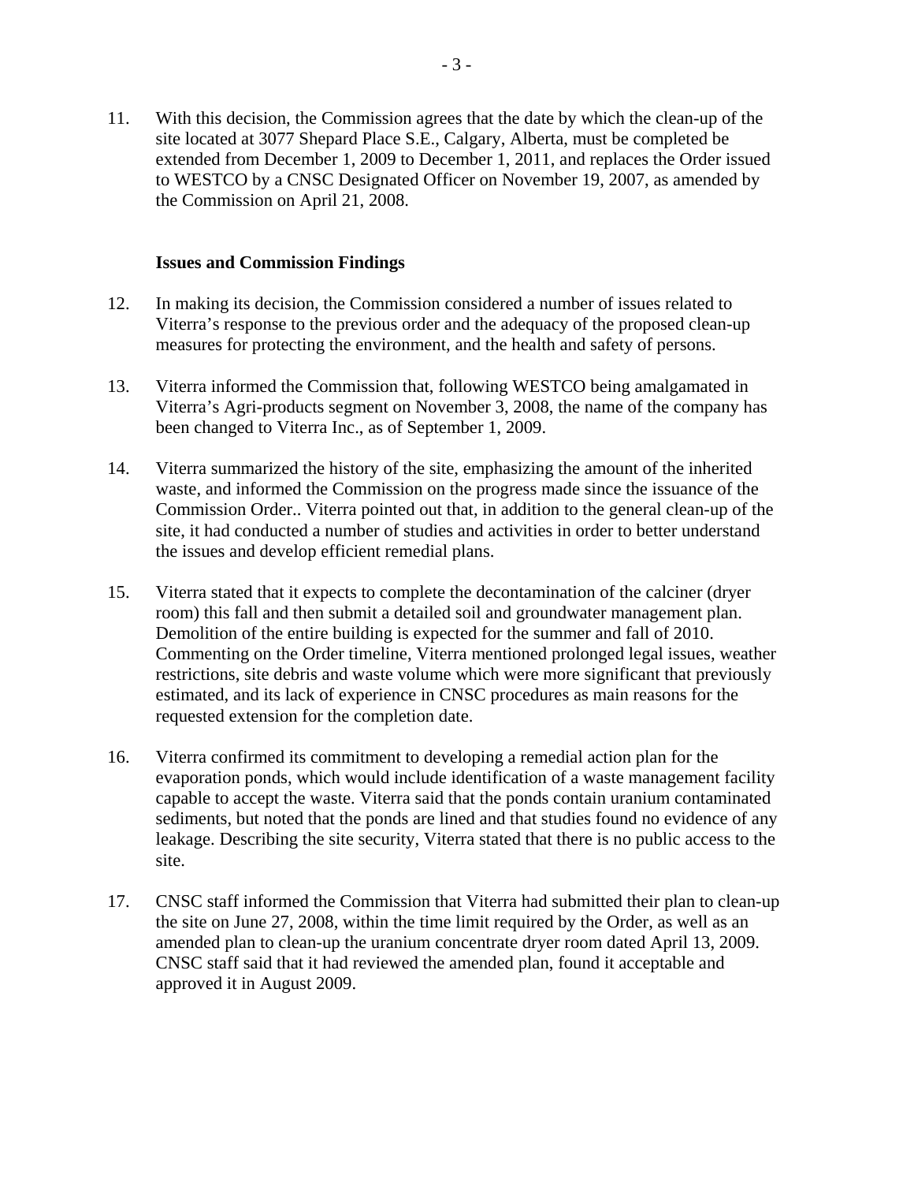11. With this decision, the Commission agrees that the date by which the clean-up of the site located at 3077 Shepard Place S.E., Calgary, Alberta, must be completed be extended from December 1, 2009 to December 1, 2011, and replaces the Order issued to WESTCO by a CNSC Designated Officer on November 19, 2007, as amended by the Commission on April 21, 2008.

### Issues and Commission Findings

12. In making its decision, the Commission considered a number of issues related to Viterra's response to the previous order and the adequacy of the proposed clean-up measures for protecting the environment, and the health and safety of persons.

13. Viterra informed the Commission that, following WESTCO being amalgamated in Viterra's Agri-products segment on November 3, 2008, the name of the company has been changed to Viterra Inc., as of September 1, 2009.

14. Viterra summarized the history of the site, emphasizing the amount of the inherited waste, and informed the Commission on the progress made since the issuance of the Commission Order.. Viterra pointed out that, in addition to the general clean-up of the site, it had conducted a number of studies and activities in order to better understand the issues and develop efficient remedial plans.

15. Viterra stated that it expects to complete the decontamination of the calciner (dryer room) this fall and then submit a detailed soil and groundwater management plan. Demolition of the entire building is expected for the summer and fall of 2010. Commenting on the Order timeline, Viterra mentioned prolonged legal issues, weather restrictions, site debris and waste volume which were more significant that previously estimated, and its lack of experience in CNSC procedures as main reasons for the requested extension for the completion date.

16. Viterra confirmed its commitment to developing a remedial action plan for the evaporation ponds, which would include identification of a waste management facility capable to accept the waste. Viterra said that the ponds contain uranium contaminated sediments, but noted that the ponds are lined and that studies found no evidence of any leakage. Describing the site security, Viterra stated that there is no public access to the site.

17. CNSC staff informed the Commission that Viterra had submitted their plan to clean-up the site on June 27, 2008, within the time limit required by the Order, as well as an amended plan to clean-up the uranium concentrate dryer room dated April 13, 2009. CNSC staff said that it had reviewed the amended plan, found it acceptable and approved it in August 2009.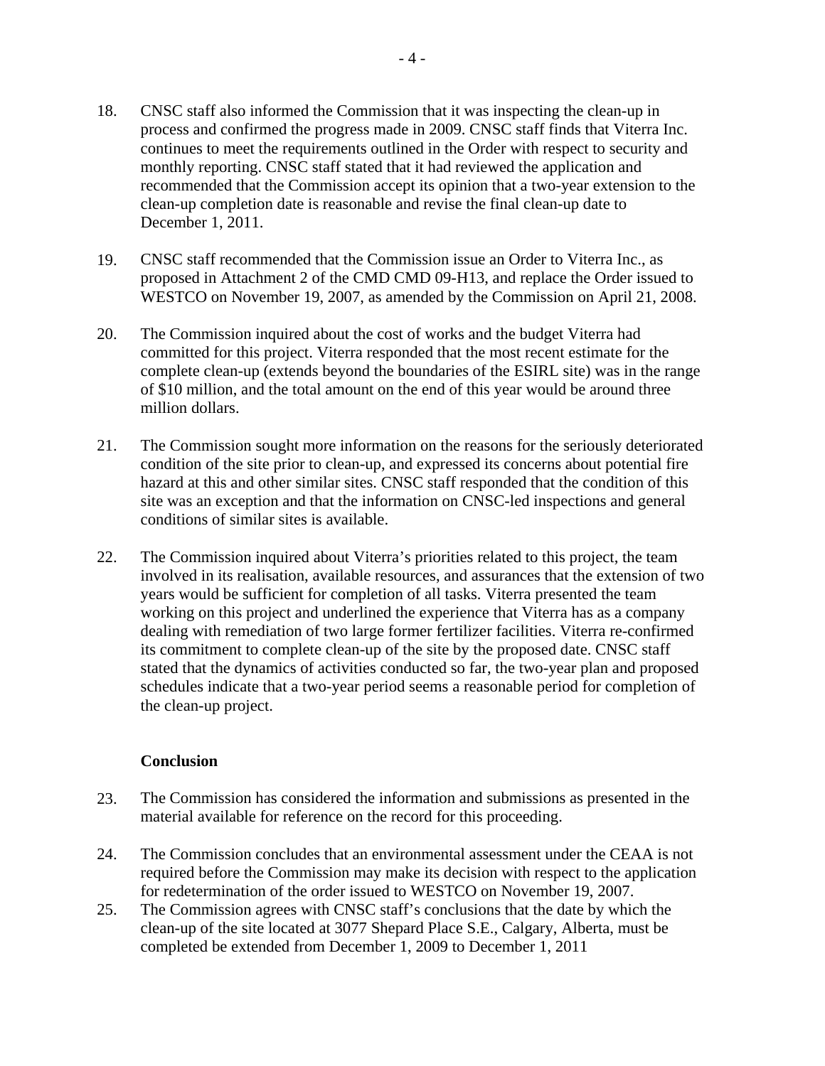18. CNSC staff also informed the Commission that it was inspecting the clean-up in process and confirmed the progress made in 2009. CNSC staff finds that Viterra Inc. continues to meet the requirements outlined in the Order with respect to security and monthly reporting. CNSC staff stated that it had reviewed the application and recommended that the Commission accept its opinion that a two-year extension to the clean-up completion date is reasonable and revise the final clean-up date to December 1, 2011.

19. CNSC staff recommended that the Commission issue an Order to Viterra Inc., as proposed in Attachment 2 of the CMD CMD 09-H13, and replace the Order issued to WESTCO on November 19, 2007, as amended by the Commission on April 21, 2008.

20. The Commission inquired about the cost of works and the budget Viterra had committed for this project. Viterra responded that the most recent estimate for the complete clean-up (extends beyond the boundaries of the ESIRL site) was in the range of $10 million, and the total amount on the end of this year would be around three million dollars.

21. The Commission sought more information on the reasons for the seriously deteriorated condition of the site prior to clean-up, and expressed its concerns about potential fire hazard at this and other similar sites. CNSC staff responded that the condition of this site was an exception and that the information on CNSC-led inspections and general conditions of similar sites is available.

22. The Commission inquired about Viterra's priorities related to this project, the team involved in its realisation, available resources, and assurances that the extension of two years would be sufficient for completion of all tasks. Viterra presented the team working on this project and underlined the experience that Viterra has as a company dealing with remediation of two large former fertilizer facilities. Viterra re-confirmed its commitment to complete clean-up of the site by the proposed date. CNSC staff stated that the dynamics of activities conducted so far, the two-year plan and proposed schedules indicate that a two-year period seems a reasonable period for completion of the clean-up project.

**Conclusion**

23. The Commission has considered the information and submissions as presented in the material available for reference on the record for this proceeding.

24. The Commission concludes that an environmental assessment under the CEAA is not required before the Commission may make its decision with respect to the application for redetermination of the order issued to WESTCO on November 19, 2007.

25. The Commission agrees with CNSC staff's conclusions that the date by which the clean-up of the site located at 3077 Shepard Place S.E., Calgary, Alberta, must be completed be extended from December 1, 2009 to December 1, 2011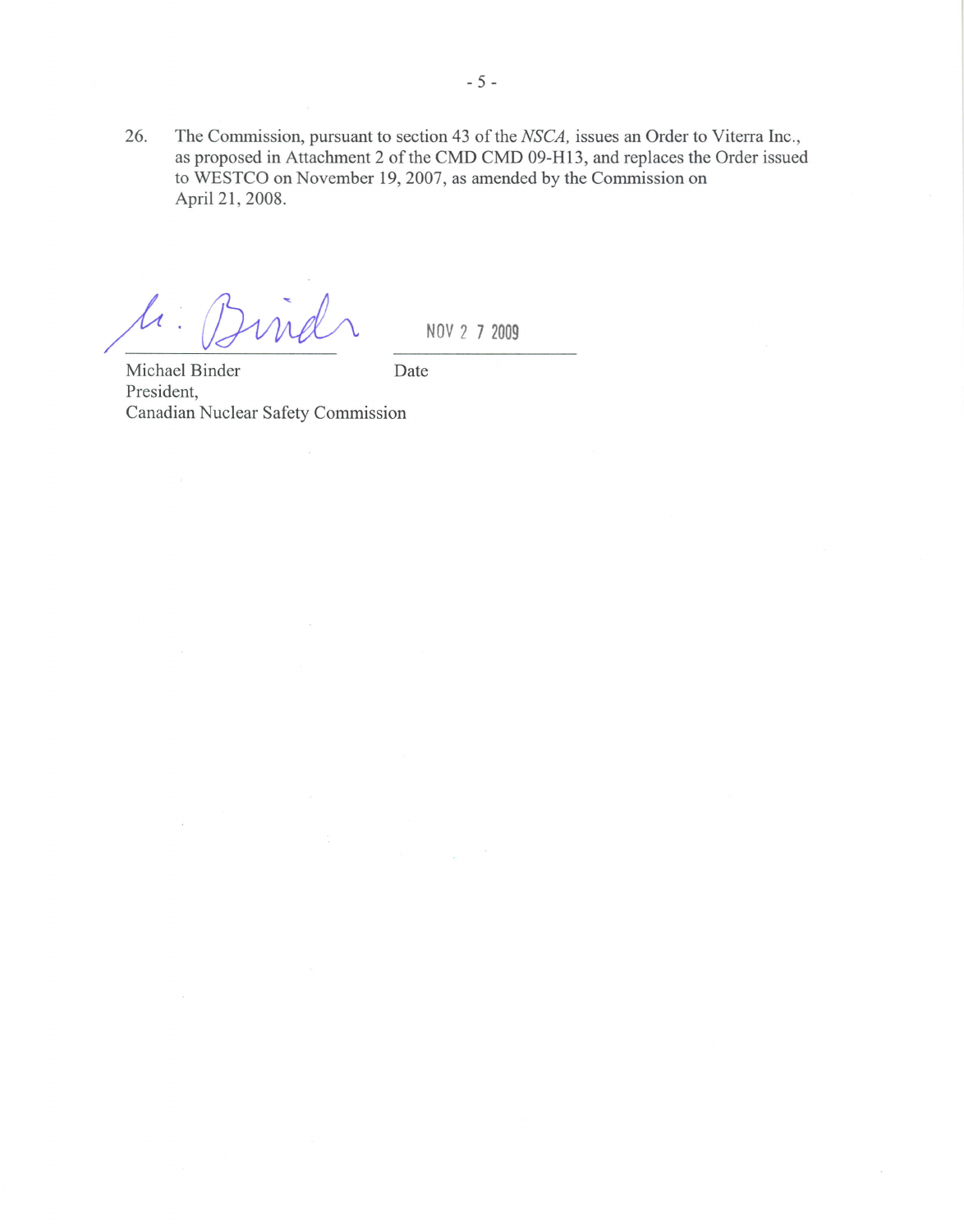26. The Commission, pursuant to section 43 of the *NSCA,* issues an Order to Viterra Inc., as proposed in Attachment 2 of the CMD CMD 09-H13, and replaces the Order issued to WESTCO on November 19, 2007, as amended by the Commission on April 21, 2008.

M. Binder

Michael Binder
President,
Canadian Nuclear Safety Commission

NOV 2 7 2009

Date